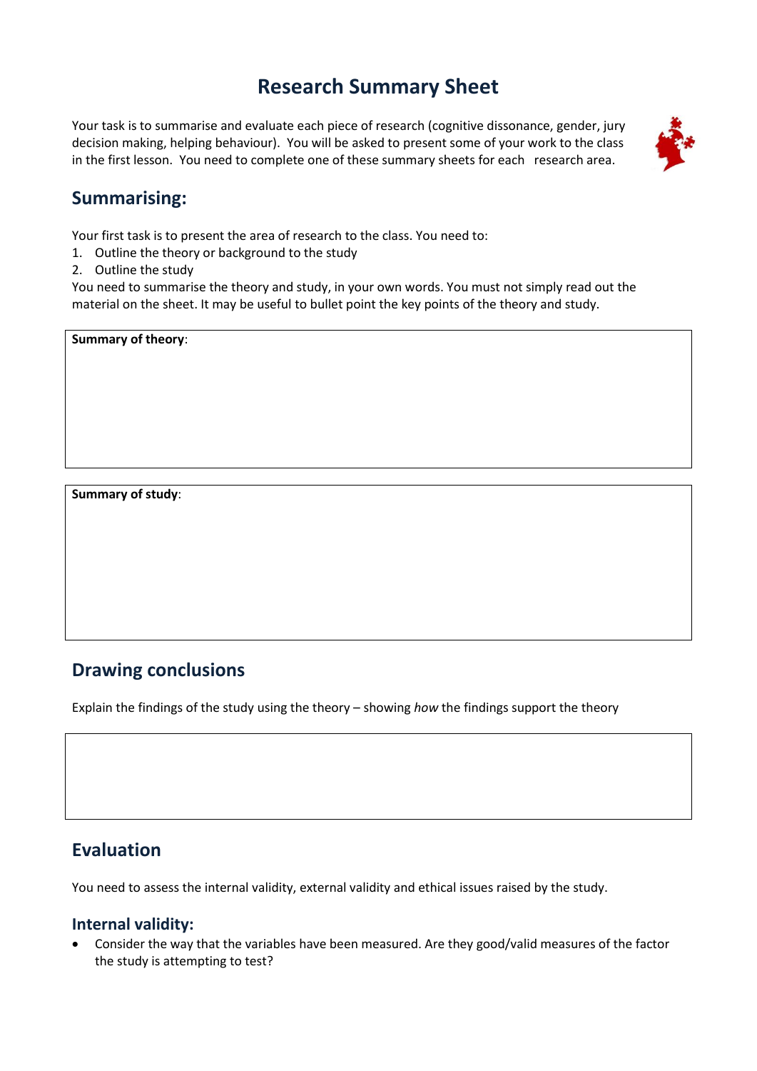# Research Summary Sheet

Your task is to summarise and evaluate each piece of research (cognitive dissonance, gender, jury decision making, helping behaviour). You will be asked to present some of your work to the class in the first lesson. You need to complete one of these summary sheets for each research area.

## Summarising:

Your first task is to present the area of research to the class. You need to:

1. Outline the theory or background to the study
2. Outline the study

You need to summarise the theory and study, in your own words. You must not simply read out the material on the sheet. It may be useful to bullet point the key points of the theory and study.

| **Summary of theory**: |
|---|
| |

| **Summary of study**: |
|---|
| |

## Drawing conclusions

Explain the findings of the study using the theory – showing *how* the findings support the theory

| |
|---|
| |

## Evaluation

You need to assess the internal validity, external validity and ethical issues raised by the study.

### Internal validity:

- Consider the way that the variables have been measured. Are they good/valid measures of the factor the study is attempting to test?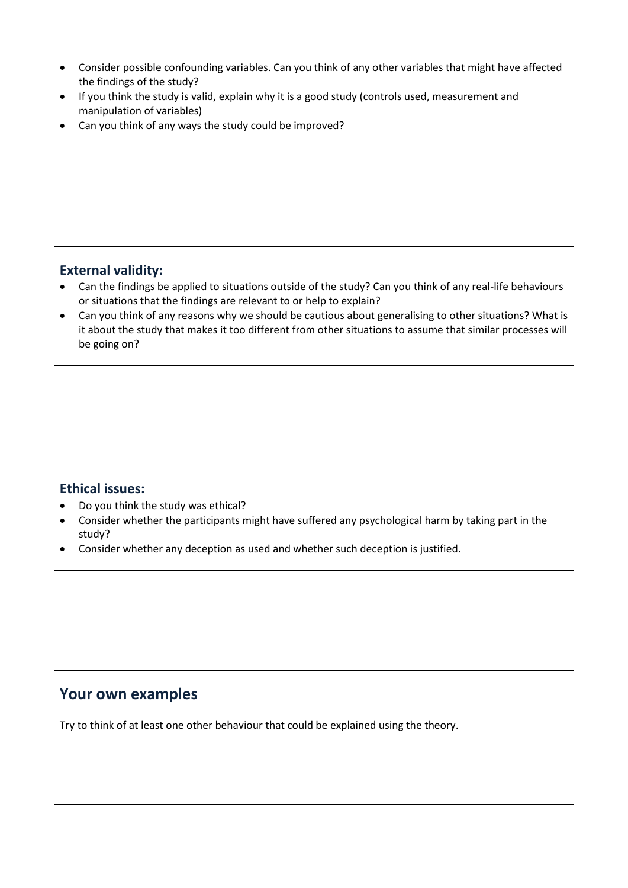- Consider possible confounding variables. Can you think of any other variables that might have affected the findings of the study?
- If you think the study is valid, explain why it is a good study (controls used, measurement and manipulation of variables)
- Can you think of any ways the study could be improved?

### External validity:

- Can the findings be applied to situations outside of the study? Can you think of any real-life behaviours or situations that the findings are relevant to or help to explain?
- Can you think of any reasons why we should be cautious about generalising to other situations? What is it about the study that makes it too different from other situations to assume that similar processes will be going on?

### Ethical issues:

- Do you think the study was ethical?
- Consider whether the participants might have suffered any psychological harm by taking part in the study?
- Consider whether any deception as used and whether such deception is justified.

## Your own examples

Try to think of at least one other behaviour that could be explained using the theory.